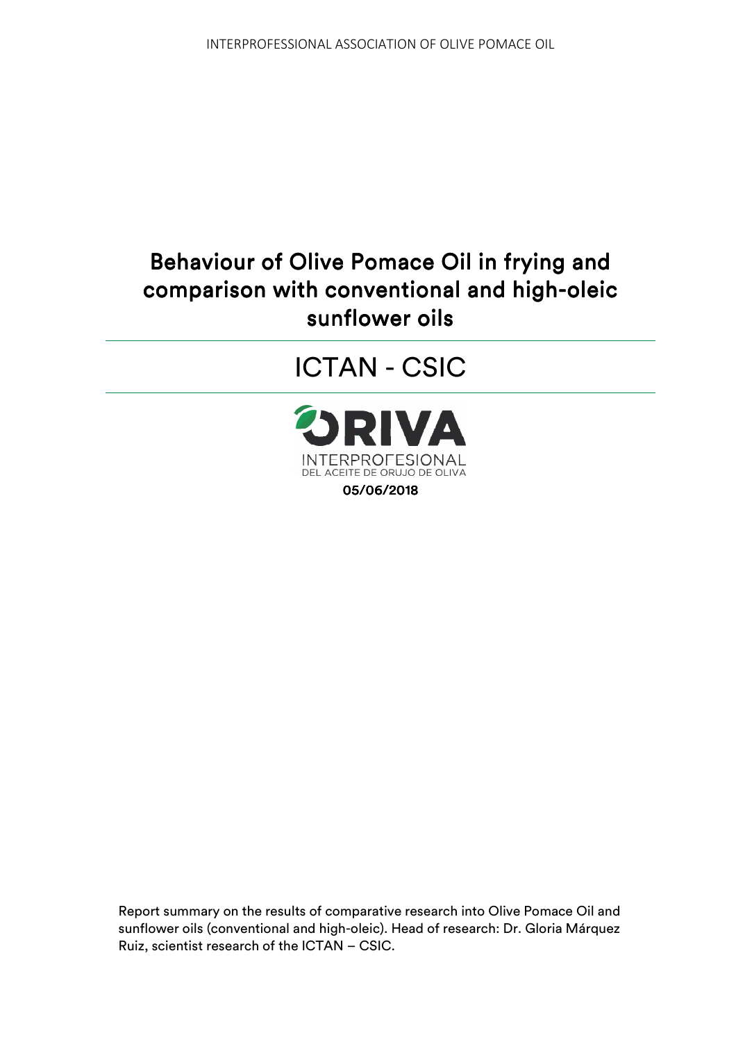INTERPROFESSIONAL ASSOCIATION OF OLIVE POMACE OIL

# Behaviour of Olive Pomace Oil in frying and comparison with conventional and high-oleic sunflower oils

## ICTAN - CSIC

ORIVA

INTERPROFESIONAL DEL ACEITE DE ORUJO DE OLIVA

05/06/2018

Report summary on the results of comparative research into Olive Pomace Oil and sunflower oils (conventional and high-oleic). Head of research: Dr. Gloria Márquez Ruiz, scientist research of the ICTAN – CSIC.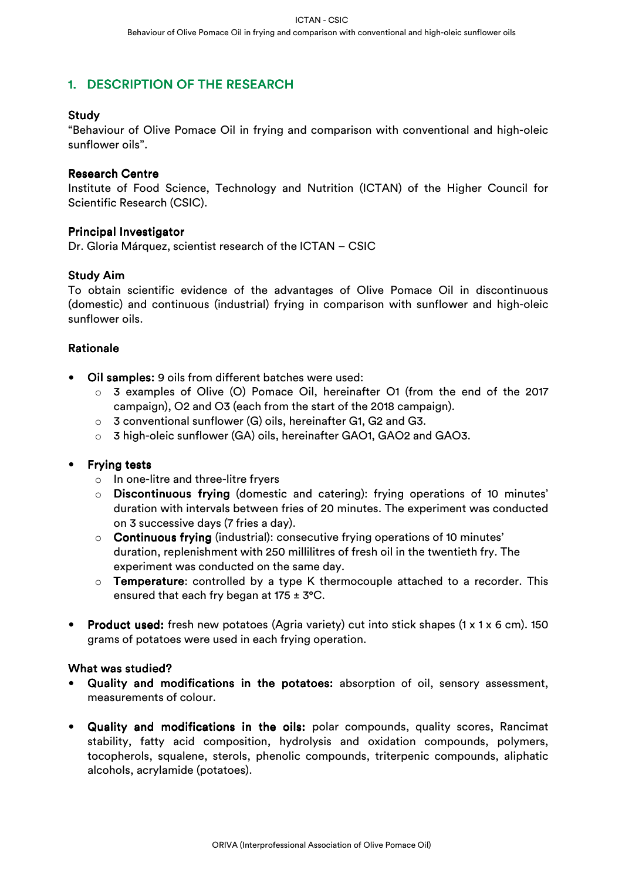## 1. DESCRIPTION OF THE RESEARCH

**Study**

"Behaviour of Olive Pomace Oil in frying and comparison with conventional and high-oleic sunflower oils".

**Research Centre**

Institute of Food Science, Technology and Nutrition (ICTAN) of the Higher Council for Scientific Research (CSIC).

**Principal Investigator**

Dr. Gloria Márquez, scientist research of the ICTAN – CSIC

**Study Aim**

To obtain scientific evidence of the advantages of Olive Pomace Oil in discontinuous (domestic) and continuous (industrial) frying in comparison with sunflower and high-oleic sunflower oils.

**Rationale**

- **Oil samples:** 9 oils from different batches were used:
    - 3 examples of Olive (O) Pomace Oil, hereinafter O1 (from the end of the 2017 campaign), O2 and O3 (each from the start of the 2018 campaign).
    - 3 conventional sunflower (G) oils, hereinafter G1, G2 and G3.
    - 3 high-oleic sunflower (GA) oils, hereinafter GAO1, GAO2 and GAO3.

- **Frying tests**
    - In one-litre and three-litre fryers
    - **Discontinuous frying** (domestic and catering): frying operations of 10 minutes' duration with intervals between fries of 20 minutes. The experiment was conducted on 3 successive days (7 fries a day).
    - **Continuous frying** (industrial): consecutive frying operations of 10 minutes' duration, replenishment with 250 millilitres of fresh oil in the twentieth fry. The experiment was conducted on the same day.
    - **Temperature**: controlled by a type K thermocouple attached to a recorder. This ensured that each fry began at 175 ± 3°C.

- **Product used:** fresh new potatoes (Agria variety) cut into stick shapes (1 x 1 x 6 cm). 150 grams of potatoes were used in each frying operation.

**What was studied?**

- **Quality and modifications in the potatoes:** absorption of oil, sensory assessment, measurements of colour.

- **Quality and modifications in the oils:** polar compounds, quality scores, Rancimat stability, fatty acid composition, hydrolysis and oxidation compounds, polymers, tocopherols, squalene, sterols, phenolic compounds, triterpenic compounds, aliphatic alcohols, acrylamide (potatoes).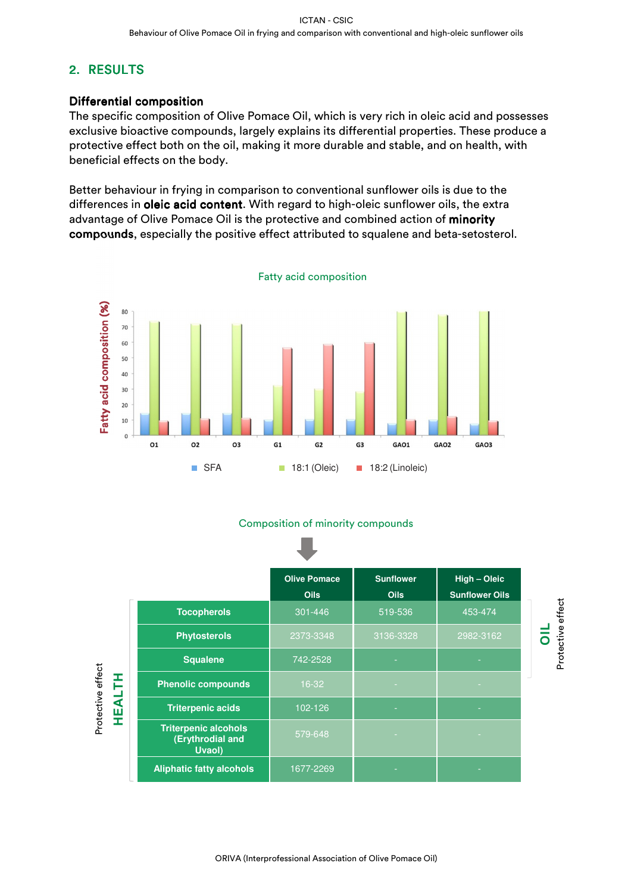## 2. RESULTS

### Differential composition

The specific composition of Olive Pomace Oil, which is very rich in oleic acid and possesses exclusive bioactive compounds, largely explains its differential properties. These produce a protective effect both on the oil, making it more durable and stable, and on health, with beneficial effects on the body.

Better behaviour in frying in comparison to conventional sunflower oils is due to the differences in **oleic acid content**. With regard to high-oleic sunflower oils, the extra advantage of Olive Pomace Oil is the protective and combined action of **minority compounds**, especially the positive effect attributed to squalene and beta-setosterol.

Fatty acid composition

Fatty acid composition (%)

0, 10, 20, 30, 40, 50, 60, 70, 80

O1, O2, O3, G1, G2, G3, GAO1, GAO2, GAO3

SFA, 18:1 (Oleic), 18:2 (Linoleic)

Composition of minority compounds

| | Olive Pomace Oils | Sunflower Oils | High – Oleic Sunflower Oils |
|---|---|---|---|
| Tocopherols | 301-446 | 519-536 | 453-474 |
| Phytosterols | 2373-3348 | 3136-3328 | 2982-3162 |
| Squalene | 742-2528 | - | - |
| Phenolic compounds | 16-32 | - | - |
| Triterpenic acids | 102-126 | - | - |
| Triterpenic alcohols (Erythrodial and Uvaol) | 579-648 | - | - |
| Aliphatic fatty alcohols | 1677-2269 | - | - |

HEALTH – Protective effect (all compounds)

OIL – Protective effect (Tocopherols, Phytosterols, Squalene)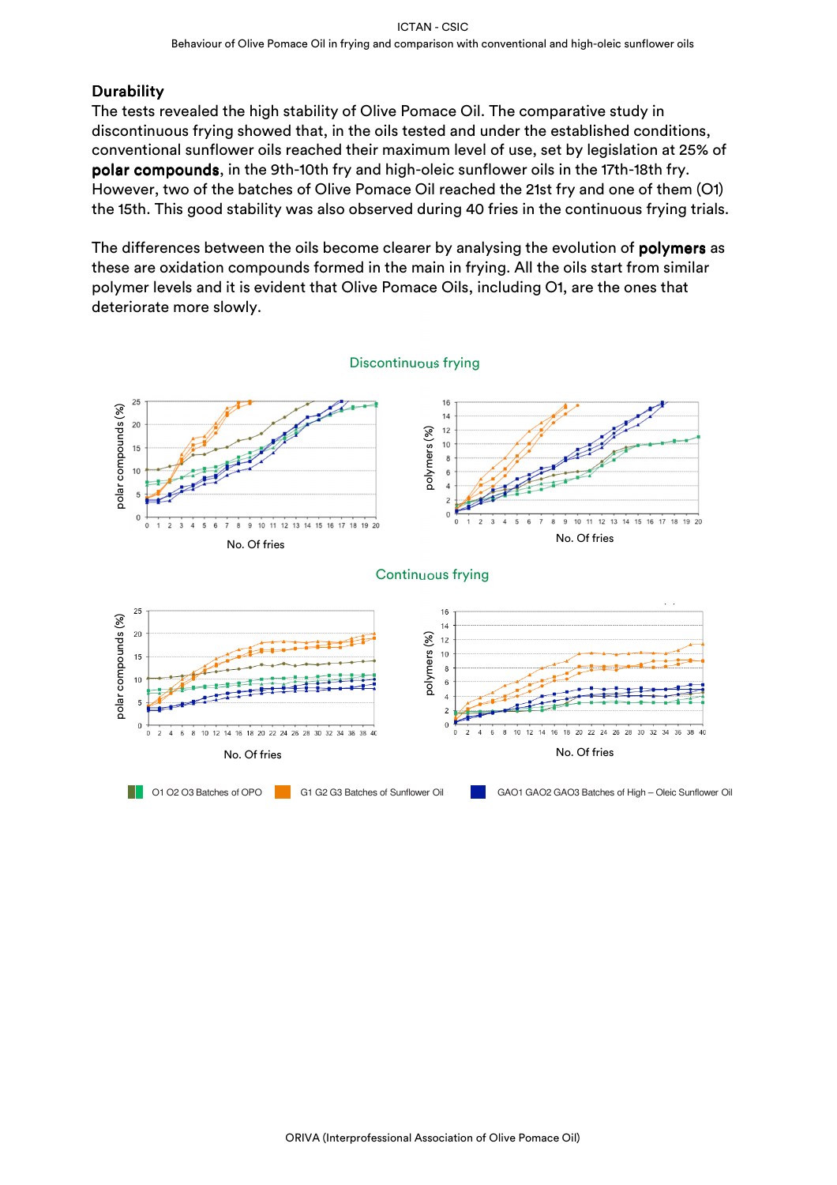## Durability

The tests revealed the high stability of Olive Pomace Oil. The comparative study in discontinuous frying showed that, in the oils tested and under the established conditions, conventional sunflower oils reached their maximum level of use, set by legislation at 25% of **polar compounds**, in the 9th-10th fry and high-oleic sunflower oils in the 17th-18th fry. However, two of the batches of Olive Pomace Oil reached the 21st fry and one of them (O1) the 15th. This good stability was also observed during 40 fries in the continuous frying trials.

The differences between the oils become clearer by analysing the evolution of **polymers** as these are oxidation compounds formed in the main in frying. All the oils start from similar polymer levels and it is evident that Olive Pomace Oils, including O1, are the ones that deteriorate more slowly.

Discontinuous frying

Continuous frying

O1 O2 O3 Batches of OPO — G1 G2 G3 Batches of Sunflower Oil — GAO1 GAO2 GAO3 Batches of High – Oleic Sunflower Oil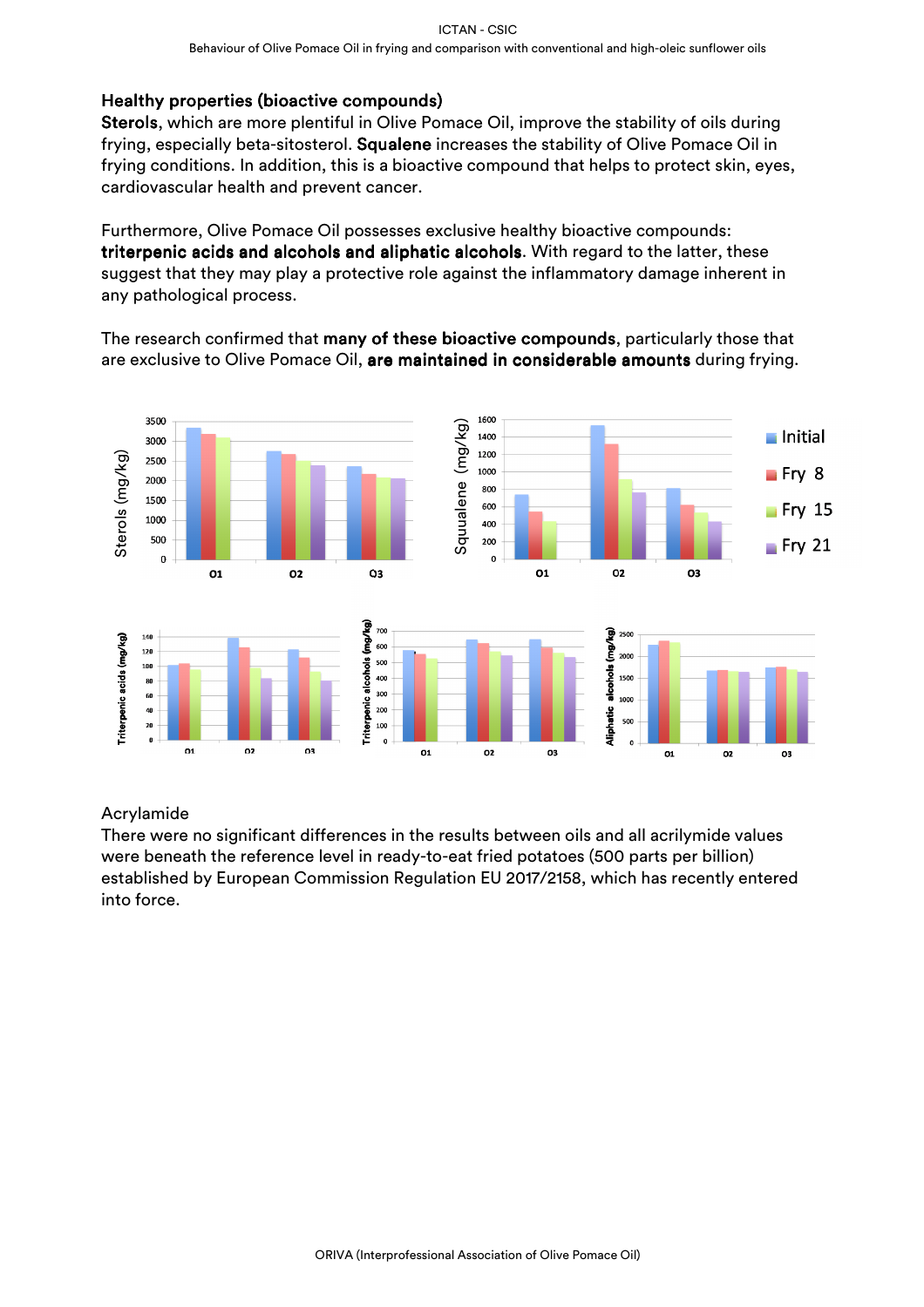## Healthy properties (bioactive compounds)

**Sterols**, which are more plentiful in Olive Pomace Oil, improve the stability of oils during frying, especially beta-sitosterol. **Squalene** increases the stability of Olive Pomace Oil in frying conditions. In addition, this is a bioactive compound that helps to protect skin, eyes, cardiovascular health and prevent cancer.

Furthermore, Olive Pomace Oil possesses exclusive healthy bioactive compounds: **triterpenic acids and alcohols and aliphatic alcohols**. With regard to the latter, these suggest that they may play a protective role against the inflammatory damage inherent in any pathological process.

The research confirmed that **many of these bioactive compounds**, particularly those that are exclusive to Olive Pomace Oil, **are maintained in considerable amounts** during frying.

## Acrylamide

There were no significant differences in the results between oils and all acrilymide values were beneath the reference level in ready-to-eat fried potatoes (500 parts per billion) established by European Commission Regulation EU 2017/2158, which has recently entered into force.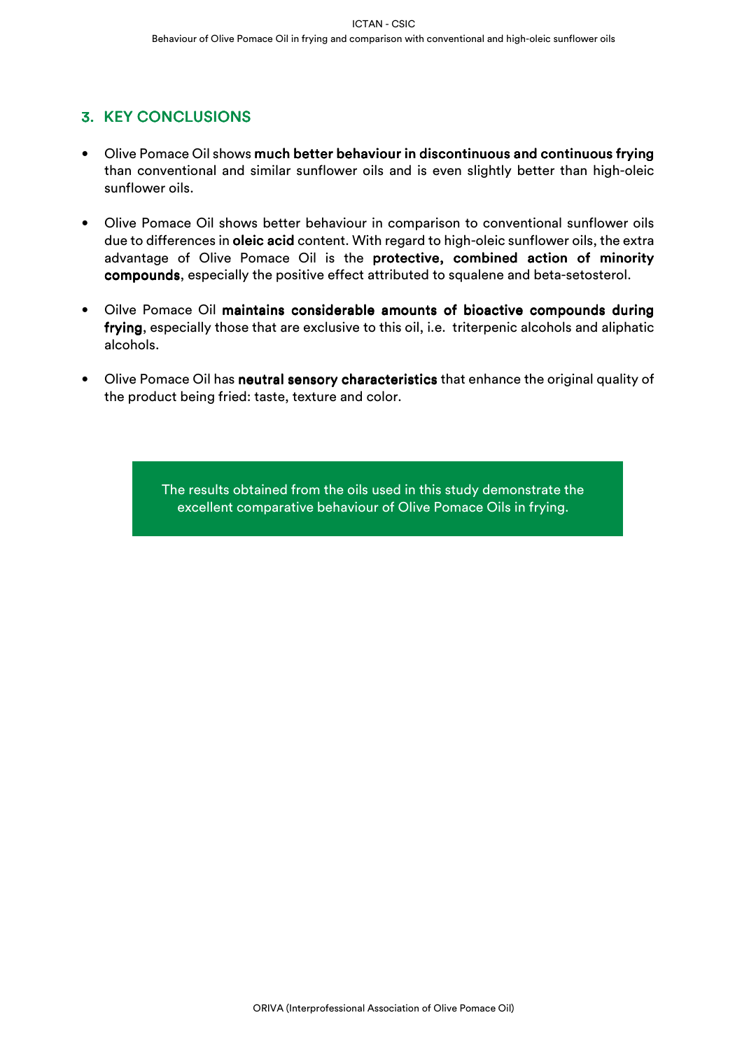## 3. KEY CONCLUSIONS

- Olive Pomace Oil shows **much better behaviour in discontinuous and continuous frying** than conventional and similar sunflower oils and is even slightly better than high-oleic sunflower oils.

- Olive Pomace Oil shows better behaviour in comparison to conventional sunflower oils due to differences in **oleic acid** content. With regard to high-oleic sunflower oils, the extra advantage of Olive Pomace Oil is the **protective, combined action of minority compounds**, especially the positive effect attributed to squalene and beta-setosterol.

- Oilve Pomace Oil **maintains considerable amounts of bioactive compounds during frying**, especially those that are exclusive to this oil, i.e. triterpenic alcohols and aliphatic alcohols.

- Olive Pomace Oil has **neutral sensory characteristics** that enhance the original quality of the product being fried: taste, texture and color.

The results obtained from the oils used in this study demonstrate the excellent comparative behaviour of Olive Pomace Oils in frying.